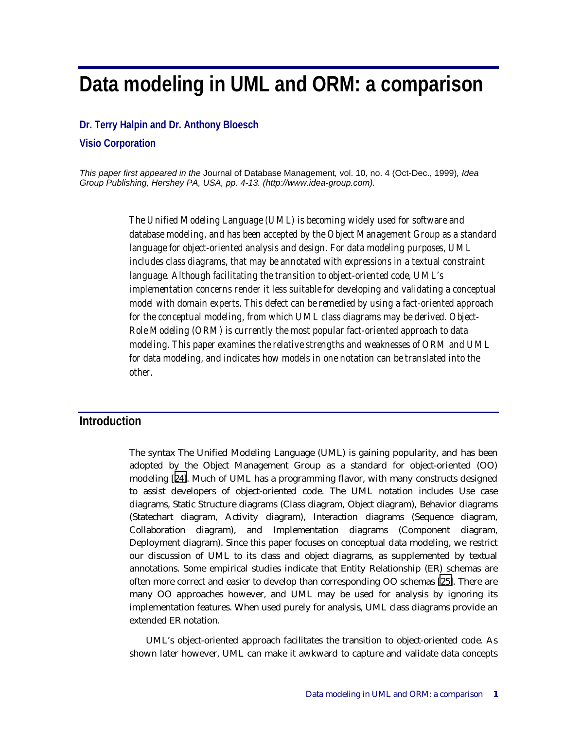# Data modeling in UML and ORM: a comparison

**Dr. Terry Halpin and Dr. Anthony Bloesch**

**Visio Corporation**

*This paper first appeared in the* Journal of Database Management, vol. 10, no. 4 (Oct-Dec., 1999), *Idea Group Publishing, Hershey PA, USA, pp. 4-13. (http://www.idea-group.com).*

*The Unified Modeling Language (UML) is becoming widely used for software and database modeling, and has been accepted by the Object Management Group as a standard language for object-oriented analysis and design. For data modeling purposes, UML includes class diagrams, that may be annotated with expressions in a textual constraint language. Although facilitating the transition to object-oriented code, UML's implementation concerns render it less suitable for developing and validating a conceptual model with domain experts. This defect can be remedied by using a fact-oriented approach for the conceptual modeling, from which UML class diagrams may be derived. Object-Role Modeling (ORM) is currently the most popular fact-oriented approach to data modeling. This paper examines the relative strengths and weaknesses of ORM and UML for data modeling, and indicates how models in one notation can be translated into the other.*

## Introduction

The syntax The Unified Modeling Language (UML) is gaining popularity, and has been adopted by the Object Management Group as a standard for object-oriented (OO) modeling [24]. Much of UML has a programming flavor, with many constructs designed to assist developers of object-oriented code. The UML notation includes Use case diagrams, Static Structure diagrams (Class diagram, Object diagram), Behavior diagrams (Statechart diagram, Activity diagram), Interaction diagrams (Sequence diagram, Collaboration diagram), and Implementation diagrams (Component diagram, Deployment diagram). Since this paper focuses on conceptual data modeling, we restrict our discussion of UML to its class and object diagrams, as supplemented by textual annotations. Some empirical studies indicate that Entity Relationship (ER) schemas are often more correct and easier to develop than corresponding OO schemas [25]. There are many OO approaches however, and UML may be used for analysis by ignoring its implementation features. When used purely for analysis, UML class diagrams provide an extended ER notation.

UML's object-oriented approach facilitates the transition to object-oriented code. As shown later however, UML can make it awkward to capture and validate data concepts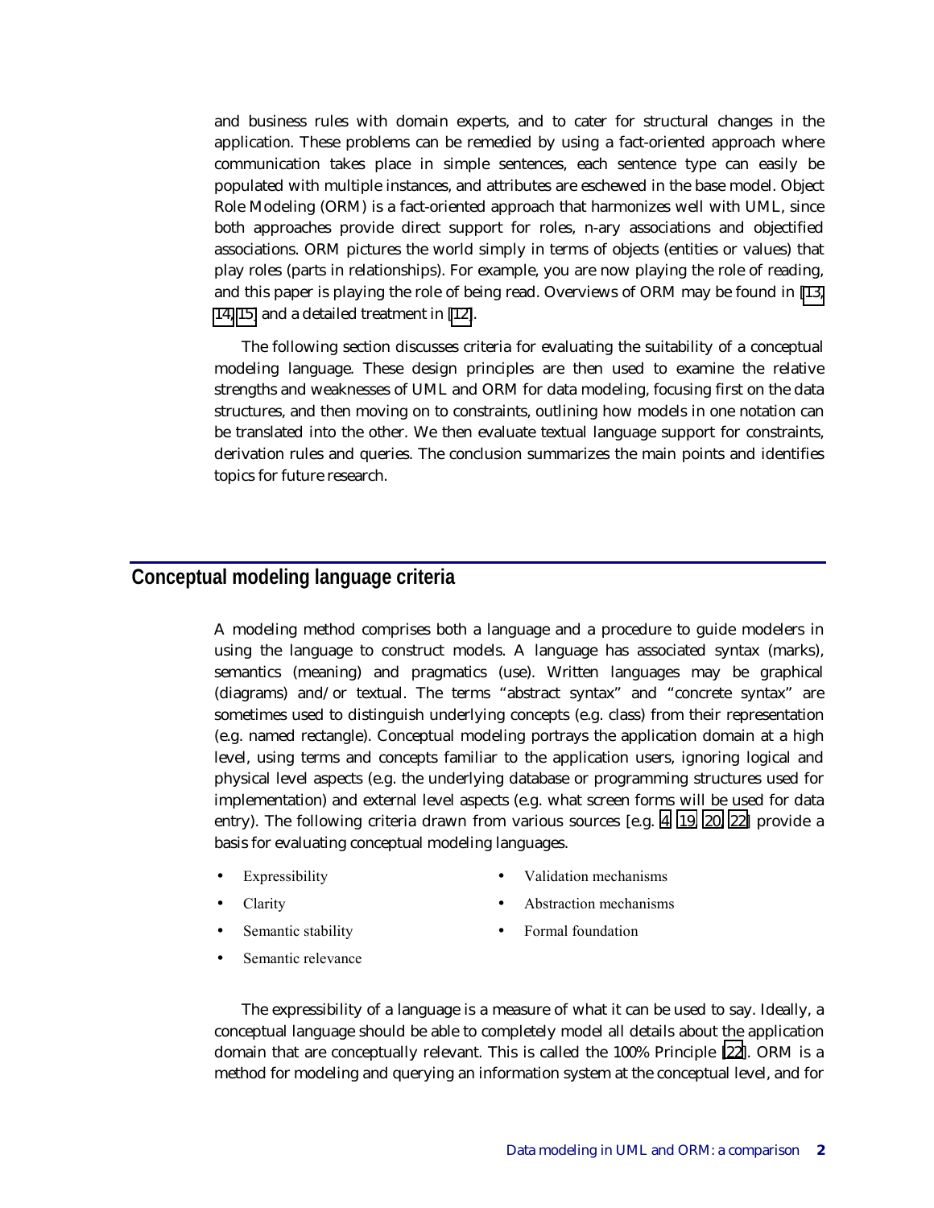and business rules with domain experts, and to cater for structural changes in the application. These problems can be remedied by using a fact-oriented approach where communication takes place in simple sentences, each sentence type can easily be populated with multiple instances, and attributes are eschewed in the base model. Object Role Modeling (ORM) is a fact-oriented approach that harmonizes well with UML, since both approaches provide direct support for roles, n-ary associations and objectified associations. ORM pictures the world simply in terms of objects (entities or values) that play roles (parts in relationships). For example, you are now playing the role of reading, and this paper is playing the role of being read. Overviews of ORM may be found in [13, 14, 15] and a detailed treatment in [12].

The following section discusses criteria for evaluating the suitability of a conceptual modeling language. These design principles are then used to examine the relative strengths and weaknesses of UML and ORM for data modeling, focusing first on the data structures, and then moving on to constraints, outlining how models in one notation can be translated into the other. We then evaluate textual language support for constraints, derivation rules and queries. The conclusion summarizes the main points and identifies topics for future research.

## Conceptual modeling language criteria

A modeling method comprises both a language and a procedure to guide modelers in using the language to construct models. A language has associated syntax (marks), semantics (meaning) and pragmatics (use). Written languages may be graphical (diagrams) and/or textual. The terms "abstract syntax" and "concrete syntax" are sometimes used to distinguish underlying concepts (e.g. class) from their representation (e.g. named rectangle). Conceptual modeling portrays the application domain at a high level, using terms and concepts familiar to the application users, ignoring logical and physical level aspects (e.g. the underlying database or programming structures used for implementation) and external level aspects (e.g. what screen forms will be used for data entry). The following criteria drawn from various sources [e.g. 4, 19, 20, 22] provide a basis for evaluating conceptual modeling languages.

- Expressibility
- Clarity
- Semantic stability
- Semantic relevance
- Validation mechanisms
- Abstraction mechanisms
- Formal foundation

The expressibility of a language is a measure of what it can be used to say. Ideally, a conceptual language should be able to completely model all details about the application domain that are conceptually relevant. This is called the 100% Principle [22]. ORM is a method for modeling and querying an information system at the conceptual level, and for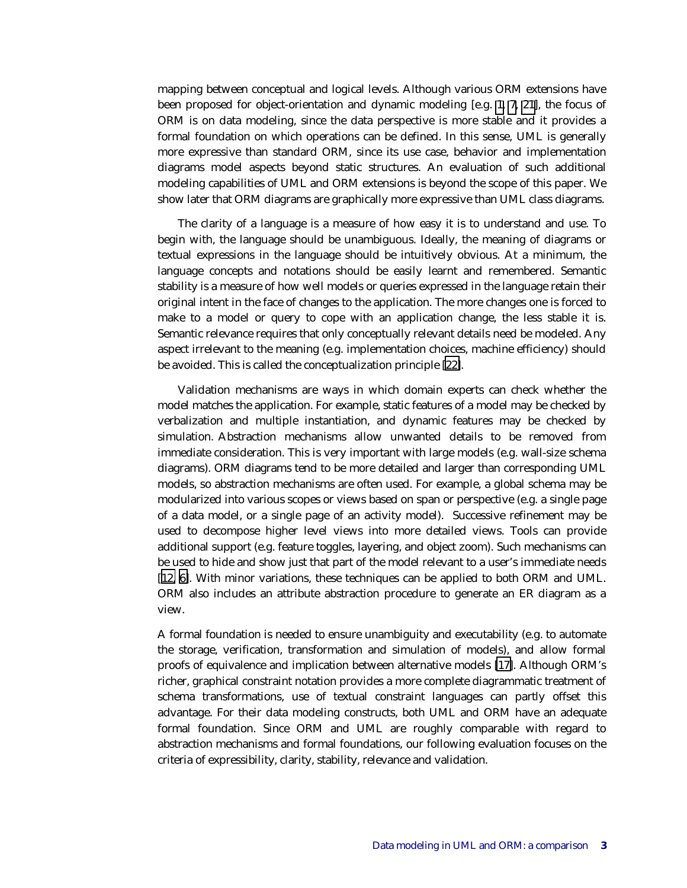mapping between conceptual and logical levels. Although various ORM extensions have been proposed for object-orientation and dynamic modeling [e.g. [1], [7], [21]], the focus of ORM is on data modeling, since the data perspective is more stable and it provides a formal foundation on which operations can be defined. In this sense, UML is generally more expressive than standard ORM, since its use case, behavior and implementation diagrams model aspects beyond static structures. An evaluation of such additional modeling capabilities of UML and ORM extensions is beyond the scope of this paper. We show later that ORM diagrams are graphically more expressive than UML class diagrams.

The clarity of a language is a measure of how easy it is to understand and use. To begin with, the language should be unambiguous. Ideally, the meaning of diagrams or textual expressions in the language should be intuitively obvious. At a minimum, the language concepts and notations should be easily learnt and remembered. Semantic stability is a measure of how well models or queries expressed in the language retain their original intent in the face of changes to the application. The more changes one is forced to make to a model or query to cope with an application change, the less stable it is. Semantic relevance requires that only conceptually relevant details need be modeled. Any aspect irrelevant to the meaning (e.g. implementation choices, machine efficiency) should be avoided. This is called the conceptualization principle [22].

Validation mechanisms are ways in which domain experts can check whether the model matches the application. For example, static features of a model may be checked by verbalization and multiple instantiation, and dynamic features may be checked by simulation. Abstraction mechanisms allow unwanted details to be removed from immediate consideration. This is very important with large models (e.g. wall-size schema diagrams). ORM diagrams tend to be more detailed and larger than corresponding UML models, so abstraction mechanisms are often used. For example, a global schema may be modularized into various scopes or views based on span or perspective (e.g. a single page of a data model, or a single page of an activity model). Successive refinement may be used to decompose higher level views into more detailed views. Tools can provide additional support (e.g. feature toggles, layering, and object zoom). Such mechanisms can be used to hide and show just that part of the model relevant to a user's immediate needs [12, 6]. With minor variations, these techniques can be applied to both ORM and UML. ORM also includes an attribute abstraction procedure to generate an ER diagram as a view.

A formal foundation is needed to ensure unambiguity and executability (e.g. to automate the storage, verification, transformation and simulation of models), and allow formal proofs of equivalence and implication between alternative models [17]. Although ORM's richer, graphical constraint notation provides a more complete diagrammatic treatment of schema transformations, use of textual constraint languages can partly offset this advantage. For their data modeling constructs, both UML and ORM have an adequate formal foundation. Since ORM and UML are roughly comparable with regard to abstraction mechanisms and formal foundations, our following evaluation focuses on the criteria of expressibility, clarity, stability, relevance and validation.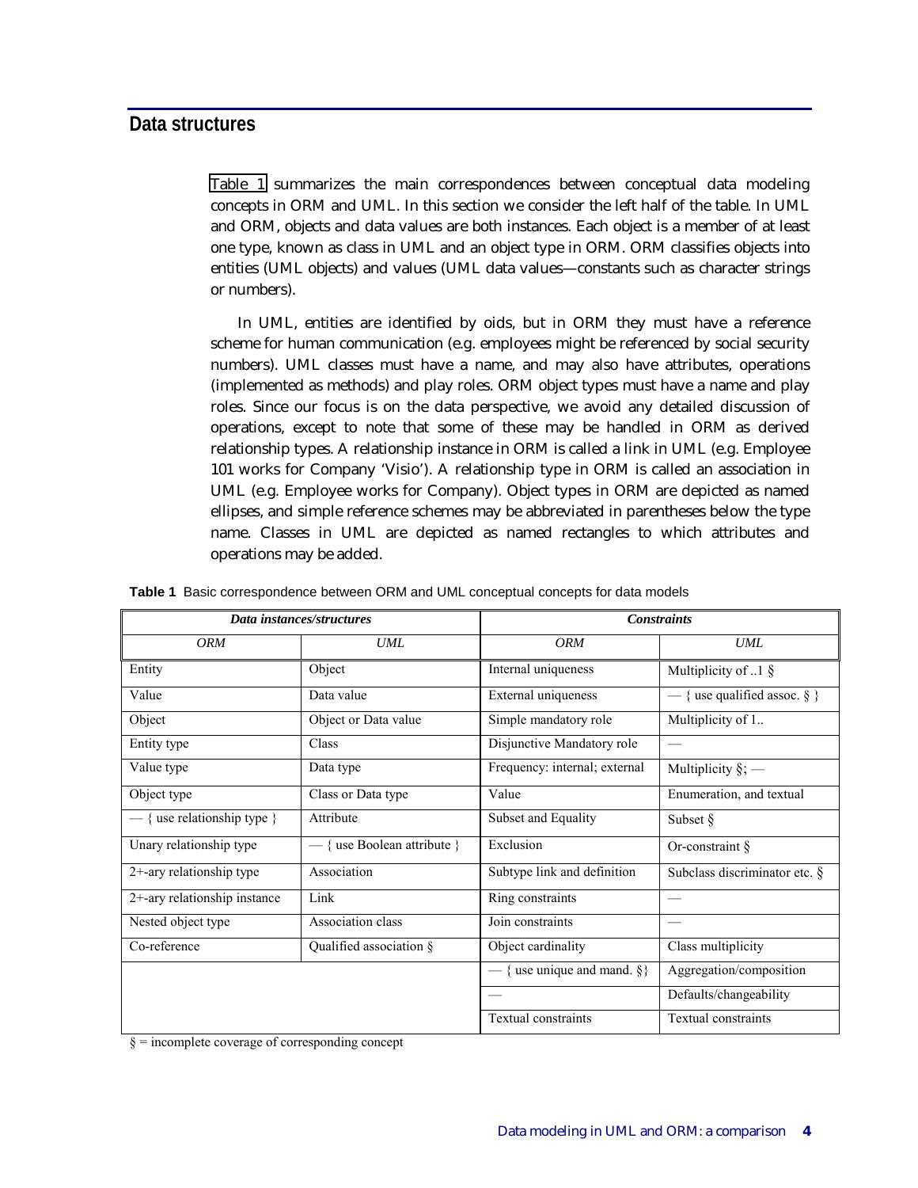## Data structures

Table 1 summarizes the main correspondences between conceptual data modeling concepts in ORM and UML. In this section we consider the left half of the table. In UML and ORM, objects and data values are both instances. Each object is a member of at least one type, known as class in UML and an object type in ORM. ORM classifies objects into entities (UML objects) and values (UML data values—constants such as character strings or numbers).

In UML, entities are identified by oids, but in ORM they must have a reference scheme for human communication (e.g. employees might be referenced by social security numbers). UML classes must have a name, and may also have attributes, operations (implemented as methods) and play roles. ORM object types must have a name and play roles. Since our focus is on the data perspective, we avoid any detailed discussion of operations, except to note that some of these may be handled in ORM as derived relationship types. A relationship instance in ORM is called a link in UML (e.g. Employee 101 works for Company 'Visio'). A relationship type in ORM is called an association in UML (e.g. Employee works for Company). Object types in ORM are depicted as named ellipses, and simple reference schemes may be abbreviated in parentheses below the type name. Classes in UML are depicted as named rectangles to which attributes and operations may be added.

**Table 1** Basic correspondence between ORM and UML conceptual concepts for data models

| ***Data instances/structures*** | | ***Constraints*** | |
|---|---|---|---|
| *ORM* | *UML* | *ORM* | *UML* |
| Entity | Object | Internal uniqueness | Multiplicity of ..1 § |
| Value | Data value | External uniqueness | — { use qualified assoc. § } |
| Object | Object or Data value | Simple mandatory role | Multiplicity of 1.. |
| Entity type | Class | Disjunctive Mandatory role | — |
| Value type | Data type | Frequency: internal; external | Multiplicity §; — |
| Object type | Class or Data type | Value | Enumeration, and textual |
| — { use relationship type } | Attribute | Subset and Equality | Subset § |
| Unary relationship type | — { use Boolean attribute } | Exclusion | Or-constraint § |
| 2+-ary relationship type | Association | Subtype link and definition | Subclass discriminator etc. § |
| 2+-ary relationship instance | Link | Ring constraints | — |
| Nested object type | Association class | Join constraints | — |
| Co-reference | Qualified association § | Object cardinality | Class multiplicity |
| | | — { use unique and mand. §} | Aggregation/composition |
| | | — | Defaults/changeability |
| | | Textual constraints | Textual constraints |

§ = incomplete coverage of corresponding concept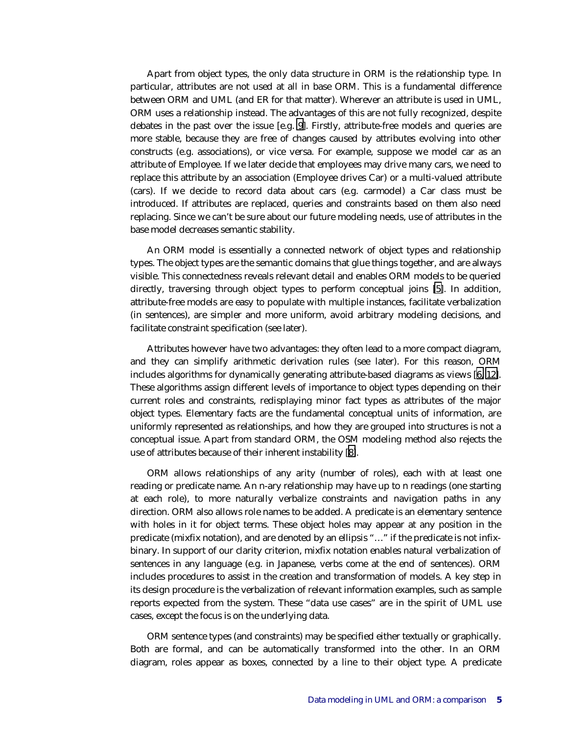Apart from object types, the only data structure in ORM is the relationship type. In particular, attributes are not used at all in base ORM. This is a fundamental difference between ORM and UML (and ER for that matter). Wherever an attribute is used in UML, ORM uses a relationship instead. The advantages of this are not fully recognized, despite debates in the past over the issue [e.g. 9]. Firstly, attribute-free models and queries are more stable, because they are free of changes caused by attributes evolving into other constructs (e.g. associations), or vice versa. For example, suppose we model car as an attribute of Employee. If we later decide that employees may drive many cars, we need to replace this attribute by an association (Employee drives Car) or a multi-valued attribute (cars). If we decide to record data about cars (e.g. carmodel) a Car class must be introduced. If attributes are replaced, queries and constraints based on them also need replacing. Since we can't be sure about our future modeling needs, use of attributes in the base model decreases semantic stability.

An ORM model is essentially a connected network of object types and relationship types. The object types are the semantic domains that glue things together, and are always visible. This connectedness reveals relevant detail and enables ORM models to be queried directly, traversing through object types to perform conceptual joins [5]. In addition, attribute-free models are easy to populate with multiple instances, facilitate verbalization (in sentences), are simpler and more uniform, avoid arbitrary modeling decisions, and facilitate constraint specification (see later).

Attributes however have two advantages: they often lead to a more compact diagram, and they can simplify arithmetic derivation rules (see later). For this reason, ORM includes algorithms for dynamically generating attribute-based diagrams as views [6, 12]. These algorithms assign different levels of importance to object types depending on their current roles and constraints, redisplaying minor fact types as attributes of the major object types. Elementary facts are the fundamental conceptual units of information, are uniformly represented as relationships, and how they are grouped into structures is not a conceptual issue. Apart from standard ORM, the OSM modeling method also rejects the use of attributes because of their inherent instability [8].

ORM allows relationships of any arity (number of roles), each with at least one reading or predicate name. An n-ary relationship may have up to n readings (one starting at each role), to more naturally verbalize constraints and navigation paths in any direction. ORM also allows role names to be added. A predicate is an elementary sentence with holes in it for object terms. These object holes may appear at any position in the predicate (mixfix notation), and are denoted by an ellipsis "…" if the predicate is not infix-binary. In support of our clarity criterion, mixfix notation enables natural verbalization of sentences in any language (e.g. in Japanese, verbs come at the end of sentences). ORM includes procedures to assist in the creation and transformation of models. A key step in its design procedure is the verbalization of relevant information examples, such as sample reports expected from the system. These "data use cases" are in the spirit of UML use cases, except the focus is on the underlying data.

ORM sentence types (and constraints) may be specified either textually or graphically. Both are formal, and can be automatically transformed into the other. In an ORM diagram, roles appear as boxes, connected by a line to their object type. A predicate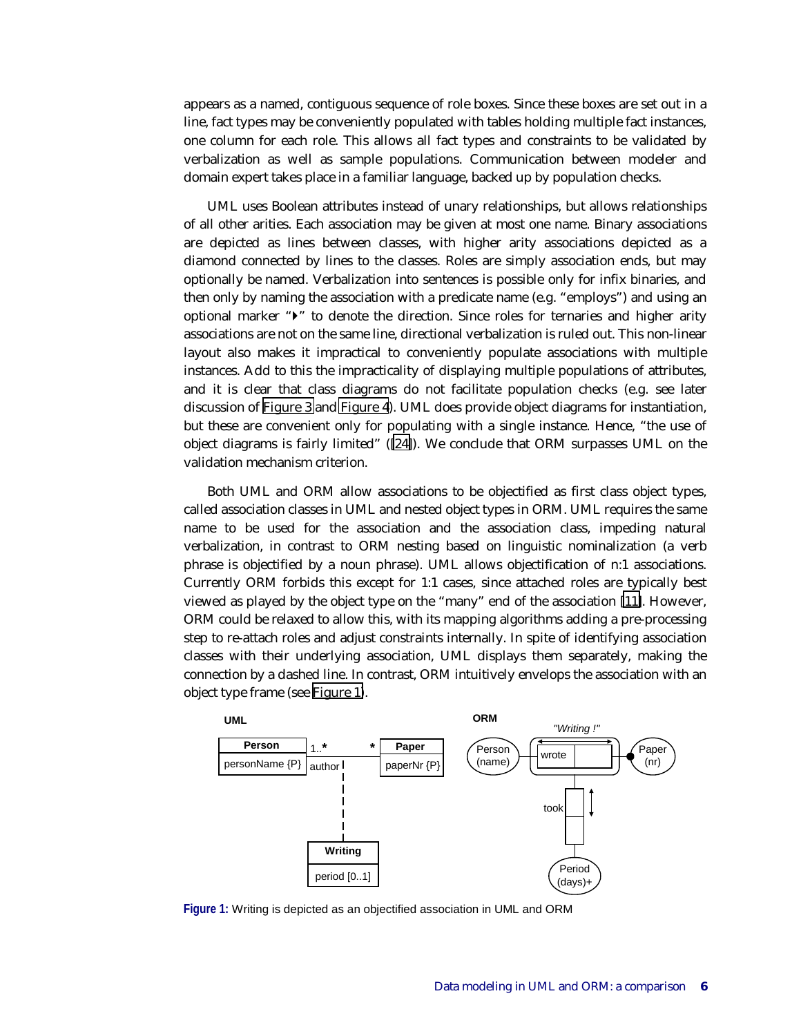appears as a named, contiguous sequence of role boxes. Since these boxes are set out in a line, fact types may be conveniently populated with tables holding multiple fact instances, one column for each role. This allows all fact types and constraints to be validated by verbalization as well as sample populations. Communication between modeler and domain expert takes place in a familiar language, backed up by population checks.

UML uses Boolean attributes instead of unary relationships, but allows relationships of all other arities. Each association may be given at most one name. Binary associations are depicted as lines between classes, with higher arity associations depicted as a diamond connected by lines to the classes. Roles are simply association ends, but may optionally be named. Verbalization into sentences is possible only for infix binaries, and then only by naming the association with a predicate name (e.g. "employs") and using an optional marker "▸" to denote the direction. Since roles for ternaries and higher arity associations are not on the same line, directional verbalization is ruled out. This non-linear layout also makes it impractical to conveniently populate associations with multiple instances. Add to this the impracticality of displaying multiple populations of attributes, and it is clear that class diagrams do not facilitate population checks (e.g. see later discussion of Figure 3 and Figure 4). UML does provide object diagrams for instantiation, but these are convenient only for populating with a single instance. Hence, "the use of object diagrams is fairly limited" ([24]). We conclude that ORM surpasses UML on the validation mechanism criterion.

Both UML and ORM allow associations to be objectified as first class object types, called association classes in UML and nested object types in ORM. UML requires the same name to be used for the association and the association class, impeding natural verbalization, in contrast to ORM nesting based on linguistic nominalization (a verb phrase is objectified by a noun phrase). UML allows objectification of n:1 associations. Currently ORM forbids this except for 1:1 cases, since attached roles are typically best viewed as played by the object type on the "many" end of the association [11]. However, ORM could be relaxed to allow this, with its mapping algorithms adding a pre-processing step to re-attach roles and adjust constraints internally. In spite of identifying association classes with their underlying association, UML displays them separately, making the connection by a dashed line. In contrast, ORM intuitively envelops the association with an object type frame (see Figure 1).

UML

Person
personName {P}
1..*
author
*
Paper
paperNr {P}
Writing
period [0..1]

ORM

"Writing !"
Person (name)
wrote
Paper (nr)
took
Period (days)+

**Figure 1:** Writing is depicted as an objectified association in UML and ORM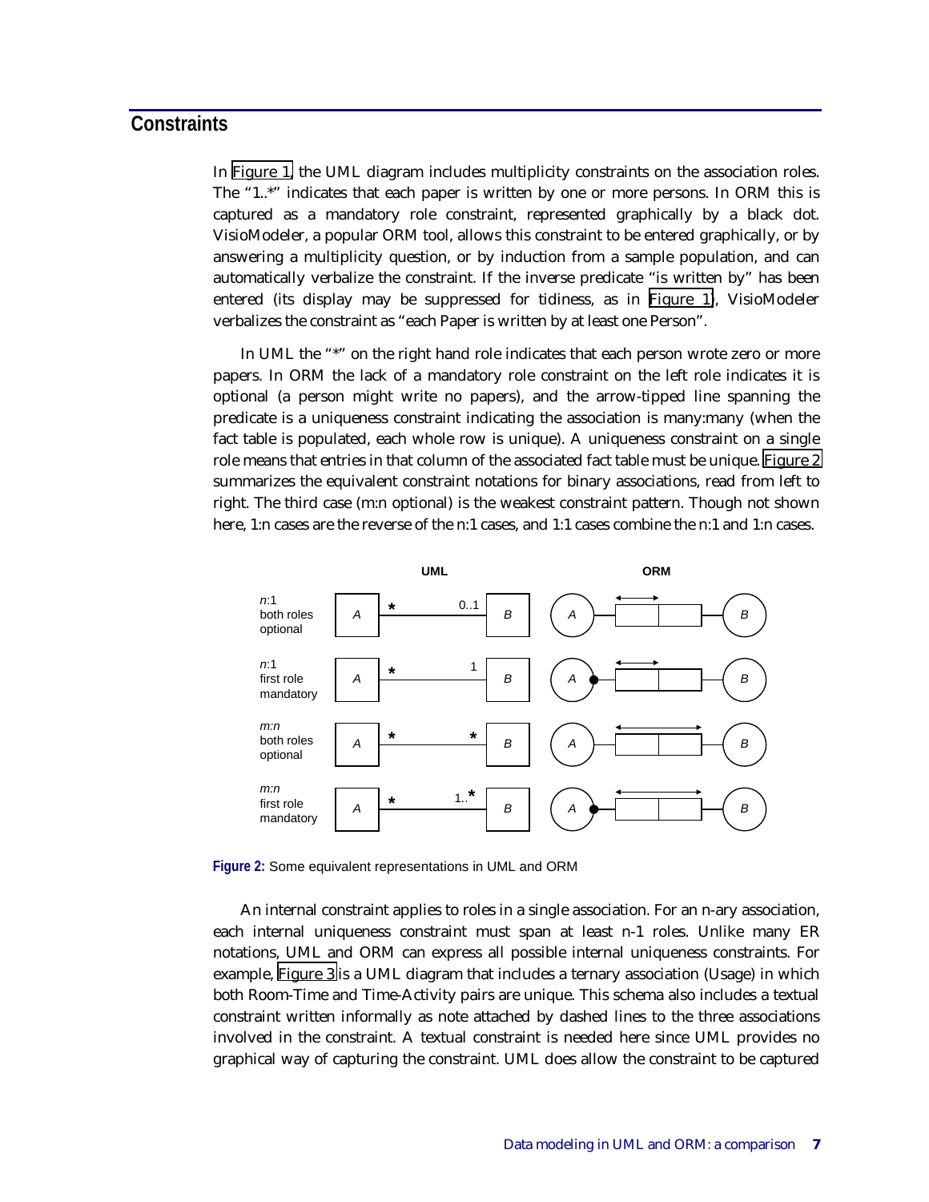## Constraints

In Figure 1, the UML diagram includes multiplicity constraints on the association roles. The "1..*" indicates that each paper is written by one or more persons. In ORM this is captured as a mandatory role constraint, represented graphically by a black dot. VisioModeler, a popular ORM tool, allows this constraint to be entered graphically, or by answering a multiplicity question, or by induction from a sample population, and can automatically verbalize the constraint. If the inverse predicate "is written by" has been entered (its display may be suppressed for tidiness, as in Figure 1), VisioModeler verbalizes the constraint as "each Paper is written by at least one Person".

In UML the "*" on the right hand role indicates that each person wrote zero or more papers. In ORM the lack of a mandatory role constraint on the left role indicates it is optional (a person might write no papers), and the arrow-tipped line spanning the predicate is a uniqueness constraint indicating the association is many:many (when the fact table is populated, each whole row is unique). A uniqueness constraint on a single role means that entries in that column of the associated fact table must be unique. Figure 2 summarizes the equivalent constraint notations for binary associations, read from left to right. The third case (m:n optional) is the weakest constraint pattern. Though not shown here, 1:n cases are the reverse of the n:1 cases, and 1:1 cases combine the n:1 and 1:n cases.

UML
ORM

*n*:1 both roles optional — A * 0..1 B — A B
*n*:1 first role mandatory — A * 1 B — A B
*m:n* both roles optional — A * * B — A B
*m:n* first role mandatory — A * 1..* B — A B

**Figure 2:** Some equivalent representations in UML and ORM

An internal constraint applies to roles in a single association. For an n-ary association, each internal uniqueness constraint must span at least n-1 roles. Unlike many ER notations, UML and ORM can express all possible internal uniqueness constraints. For example, Figure 3 is a UML diagram that includes a ternary association (Usage) in which both Room-Time and Time-Activity pairs are unique. This schema also includes a textual constraint written informally as note attached by dashed lines to the three associations involved in the constraint. A textual constraint is needed here since UML provides no graphical way of capturing the constraint. UML does allow the constraint to be captured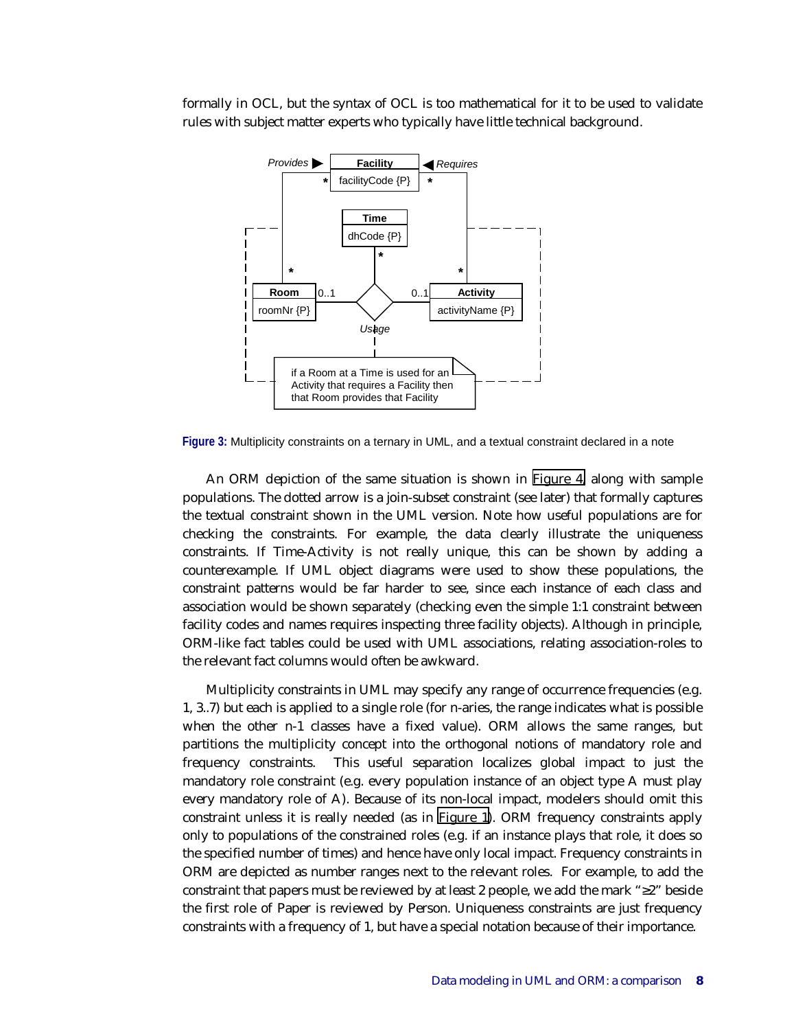formally in OCL, but the syntax of OCL is too mathematical for it to be used to validate rules with subject matter experts who typically have little technical background.

Provides ▶ Facility ◀ Requires

facilityCode {P}

Time

dhCode {P}

Room

roomNr {P}

Activity

activityName {P}

Usage

0..1

0..1

*

if a Room at a Time is used for an Activity that requires a Facility then that Room provides that Facility

**Figure 3:** Multiplicity constraints on a ternary in UML, and a textual constraint declared in a note

An ORM depiction of the same situation is shown in Figure 4, along with sample populations. The dotted arrow is a join-subset constraint (see later) that formally captures the textual constraint shown in the UML version. Note how useful populations are for checking the constraints. For example, the data clearly illustrate the uniqueness constraints. If Time-Activity is not really unique, this can be shown by adding a counterexample. If UML object diagrams were used to show these populations, the constraint patterns would be far harder to see, since each instance of each class and association would be shown separately (checking even the simple 1:1 constraint between facility codes and names requires inspecting three facility objects). Although in principle, ORM-like fact tables could be used with UML associations, relating association-roles to the relevant fact columns would often be awkward.

Multiplicity constraints in UML may specify any range of occurrence frequencies (e.g. 1, 3..7) but each is applied to a single role (for n-aries, the range indicates what is possible when the other n-1 classes have a fixed value). ORM allows the same ranges, but partitions the multiplicity concept into the orthogonal notions of mandatory role and frequency constraints. This useful separation localizes global impact to just the mandatory role constraint (e.g. every population instance of an object type A must play every mandatory role of A). Because of its non-local impact, modelers should omit this constraint unless it is really needed (as in Figure 1). ORM frequency constraints apply only to populations of the constrained roles (e.g. if an instance plays that role, it does so the specified number of times) and hence have only local impact. Frequency constraints in ORM are depicted as number ranges next to the relevant roles. For example, to add the constraint that papers must be reviewed by at least 2 people, we add the mark "≥2" beside the first role of Paper is reviewed by Person. Uniqueness constraints are just frequency constraints with a frequency of 1, but have a special notation because of their importance.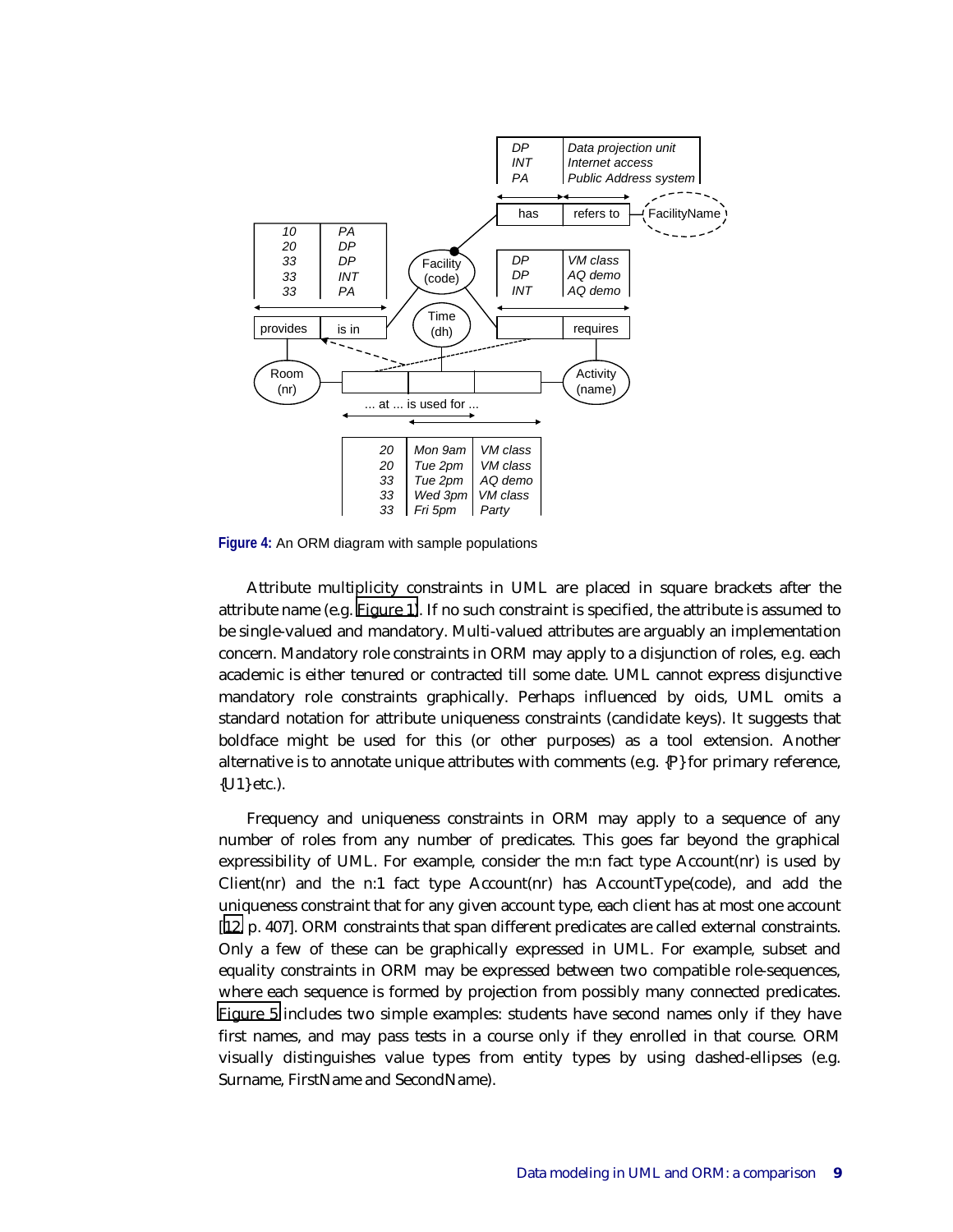Figure 4: An ORM diagram with sample populations

Attribute multiplicity constraints in UML are placed in square brackets after the attribute name (e.g. Figure 1). If no such constraint is specified, the attribute is assumed to be single-valued and mandatory. Multi-valued attributes are arguably an implementation concern. Mandatory role constraints in ORM may apply to a disjunction of roles, e.g. each academic is either tenured or contracted till some date. UML cannot express disjunctive mandatory role constraints graphically. Perhaps influenced by oids, UML omits a standard notation for attribute uniqueness constraints (candidate keys). It suggests that boldface might be used for this (or other purposes) as a tool extension. Another alternative is to annotate unique attributes with comments (e.g. {P} for primary reference, {U1} etc.).

Frequency and uniqueness constraints in ORM may apply to a sequence of any number of roles from any number of predicates. This goes far beyond the graphical expressibility of UML. For example, consider the m:n fact type Account(nr) is used by Client(nr) and the n:1 fact type Account(nr) has AccountType(code), and add the uniqueness constraint that for any given account type, each client has at most one account [12, p. 407]. ORM constraints that span different predicates are called external constraints. Only a few of these can be graphically expressed in UML. For example, subset and equality constraints in ORM may be expressed between two compatible role-sequences, where each sequence is formed by projection from possibly many connected predicates. Figure 5 includes two simple examples: students have second names only if they have first names, and may pass tests in a course only if they enrolled in that course. ORM visually distinguishes value types from entity types by using dashed-ellipses (e.g. Surname, FirstName and SecondName).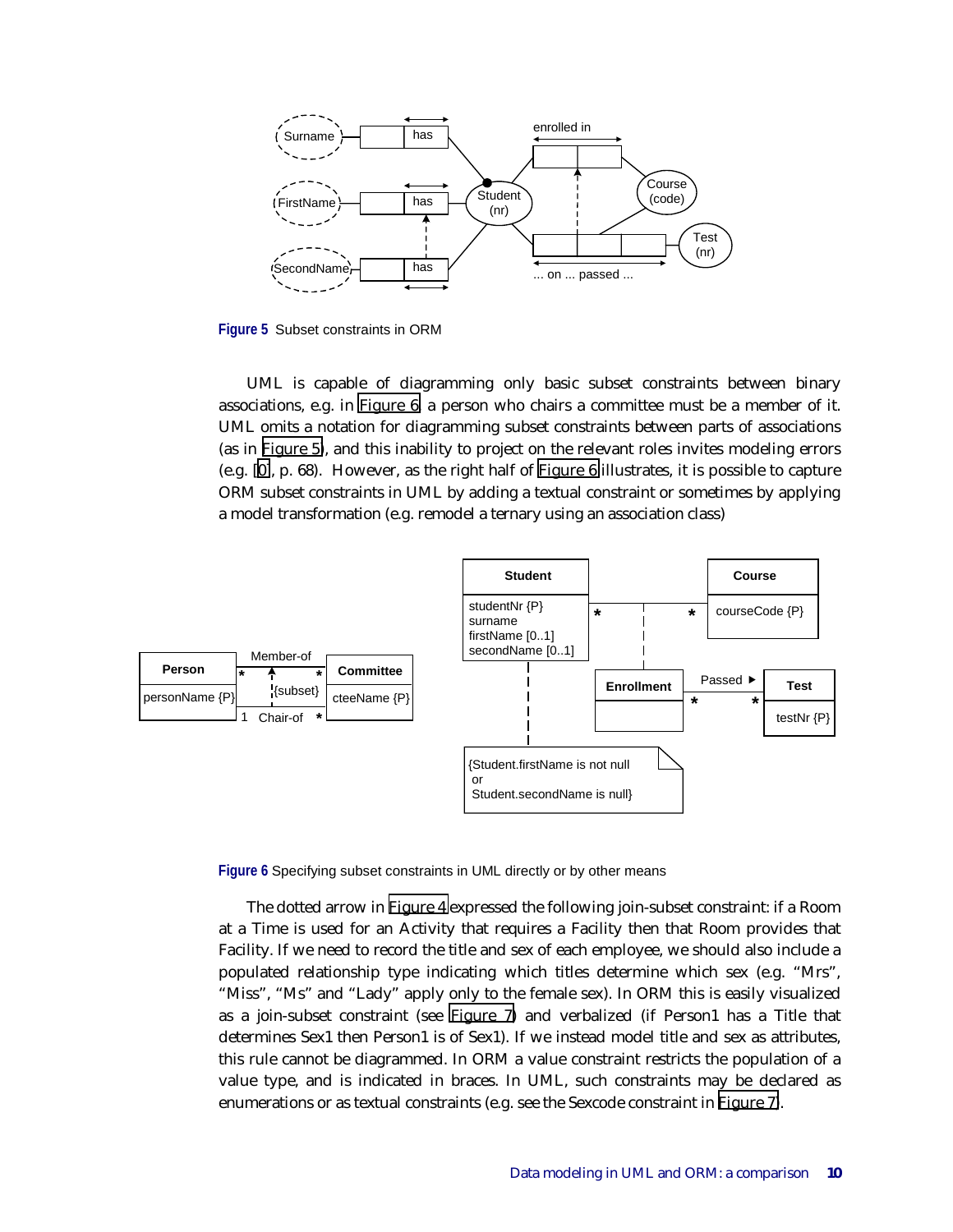Surname
has
FirstName
has
SecondName
has
Student (nr)
enrolled in
Course (code)
Test (nr)
... on ... passed ...

**Figure 5** Subset constraints in ORM

UML is capable of diagramming only basic subset constraints between binary associations, e.g. in Figure 6 a person who chairs a committee must be a member of it. UML omits a notation for diagramming subset constraints between parts of associations (as in Figure 5), and this inability to project on the relevant roles invites modeling errors (e.g. [0], p. 68). However, as the right half of Figure 6 illustrates, it is possible to capture ORM subset constraints in UML by adding a textual constraint or sometimes by applying a model transformation (e.g. remodel a ternary using an association class)

Person
personName {P}
Member-of
*
*
{subset}
1
Chair-of
*
Committee
cteeName {P}

Student
studentNr {P}
surname
firstName [0..1]
secondName [0..1]
*
*
Course
courseCode {P}
Enrollment
Passed ►
*
*
Test
testNr {P}
{Student.firstName is not null
or
Student.secondName is null}

**Figure 6** Specifying subset constraints in UML directly or by other means

The dotted arrow in Figure 4 expressed the following join-subset constraint: if a Room at a Time is used for an Activity that requires a Facility then that Room provides that Facility. If we need to record the title and sex of each employee, we should also include a populated relationship type indicating which titles determine which sex (e.g. "Mrs", "Miss", "Ms" and "Lady" apply only to the female sex). In ORM this is easily visualized as a join-subset constraint (see Figure 7) and verbalized (if Person1 has a Title that determines Sex1 then Person1 is of Sex1). If we instead model title and sex as attributes, this rule cannot be diagrammed. In ORM a value constraint restricts the population of a value type, and is indicated in braces. In UML, such constraints may be declared as enumerations or as textual constraints (e.g. see the Sexcode constraint in Figure 7).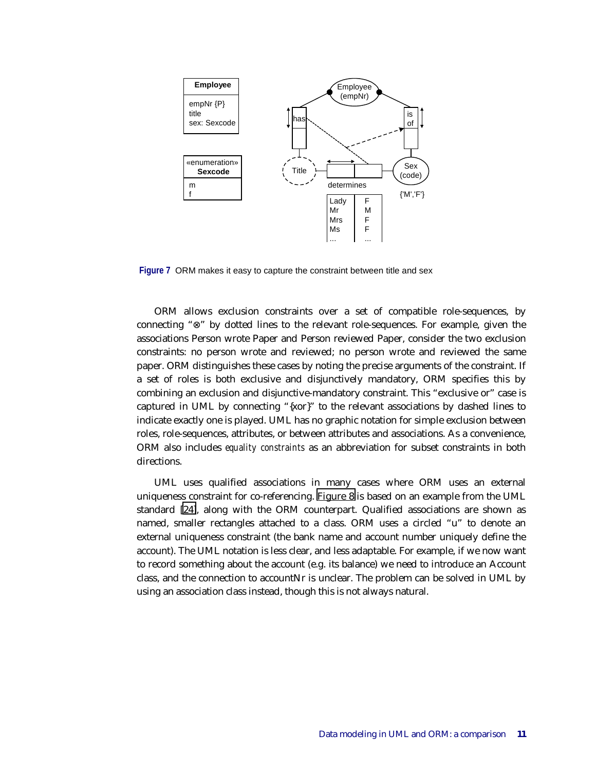Employee

empNr {P}
title
sex: Sexcode

«enumeration»
Sexcode

m
f

Employee (empNr)

has

is of

Title

Sex (code)

determines

{'M','F'}

Lady F
Mr M
Mrs F
Ms F
... ...

**Figure 7** ORM makes it easy to capture the constraint between title and sex

ORM allows exclusion constraints over a set of compatible role-sequences, by connecting "⊗" by dotted lines to the relevant role-sequences. For example, given the associations Person wrote Paper and Person reviewed Paper, consider the two exclusion constraints: no person wrote and reviewed; no person wrote and reviewed the same paper. ORM distinguishes these cases by noting the precise arguments of the constraint. If a set of roles is both exclusive and disjunctively mandatory, ORM specifies this by combining an exclusion and disjunctive-mandatory constraint. This "exclusive or" case is captured in UML by connecting "{xor}" to the relevant associations by dashed lines to indicate exactly one is played. UML has no graphic notation for simple exclusion between roles, role-sequences, attributes, or between attributes and associations. As a convenience, ORM also includes *equality constraints* as an abbreviation for subset constraints in both directions.

UML uses qualified associations in many cases where ORM uses an external uniqueness constraint for co-referencing. Figure 8 is based on an example from the UML standard [24], along with the ORM counterpart. Qualified associations are shown as named, smaller rectangles attached to a class. ORM uses a circled "u" to denote an external uniqueness constraint (the bank name and account number uniquely define the account). The UML notation is less clear, and less adaptable. For example, if we now want to record something about the account (e.g. its balance) we need to introduce an Account class, and the connection to accountNr is unclear. The problem can be solved in UML by using an association class instead, though this is not always natural.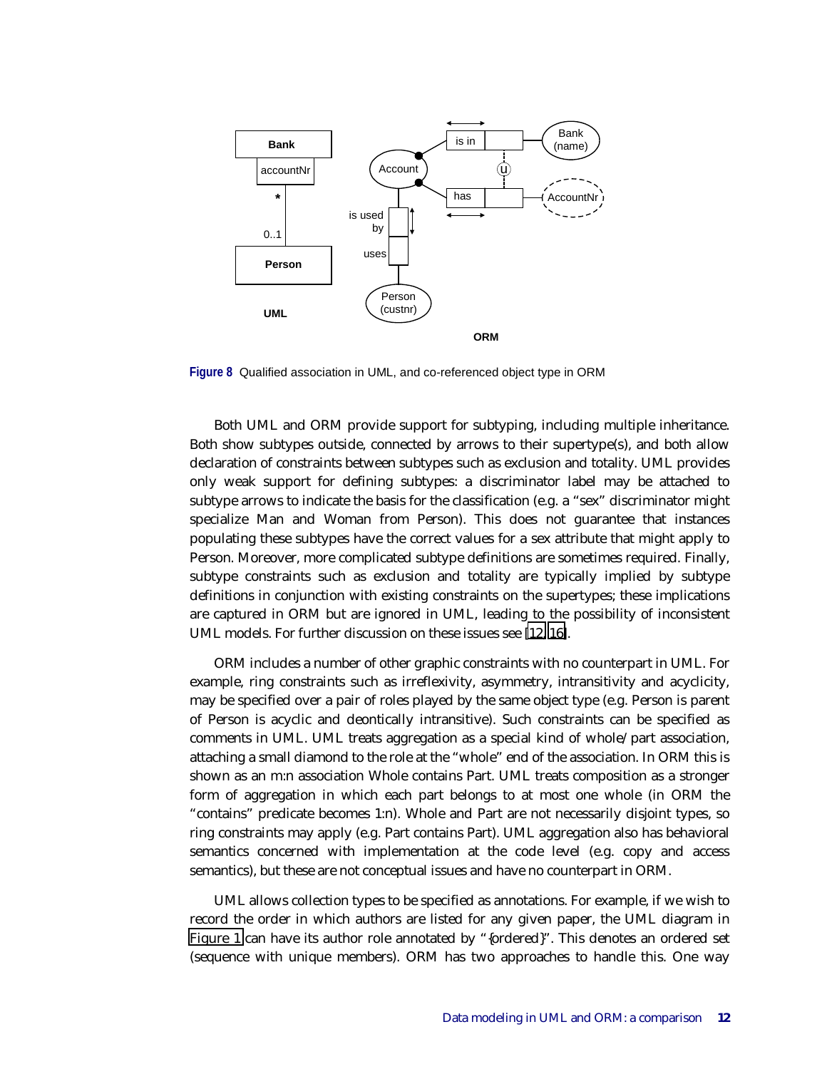Bank

accountNr

*

0..1

Person

UML

is in

Bank (name)

Account

u

has

AccountNr

is used by

uses

Person (custnr)

ORM

**Figure 8** Qualified association in UML, and co-referenced object type in ORM

Both UML and ORM provide support for subtyping, including multiple inheritance. Both show subtypes outside, connected by arrows to their supertype(s), and both allow declaration of constraints between subtypes such as exclusion and totality. UML provides only weak support for defining subtypes: a discriminator label may be attached to subtype arrows to indicate the basis for the classification (e.g. a "sex" discriminator might specialize Man and Woman from Person). This does not guarantee that instances populating these subtypes have the correct values for a sex attribute that might apply to Person. Moreover, more complicated subtype definitions are sometimes required. Finally, subtype constraints such as exclusion and totality are typically implied by subtype definitions in conjunction with existing constraints on the supertypes; these implications are captured in ORM but are ignored in UML, leading to the possibility of inconsistent UML models. For further discussion on these issues see [12, 16].

ORM includes a number of other graphic constraints with no counterpart in UML. For example, ring constraints such as irreflexivity, asymmetry, intransitivity and acyclicity, may be specified over a pair of roles played by the same object type (e.g. Person is parent of Person is acyclic and deontically intransitive). Such constraints can be specified as comments in UML. UML treats aggregation as a special kind of whole/part association, attaching a small diamond to the role at the "whole" end of the association. In ORM this is shown as an m:n association Whole contains Part. UML treats composition as a stronger form of aggregation in which each part belongs to at most one whole (in ORM the "contains" predicate becomes 1:n). Whole and Part are not necessarily disjoint types, so ring constraints may apply (e.g. Part contains Part). UML aggregation also has behavioral semantics concerned with implementation at the code level (e.g. copy and access semantics), but these are not conceptual issues and have no counterpart in ORM.

UML allows collection types to be specified as annotations. For example, if we wish to record the order in which authors are listed for any given paper, the UML diagram in Figure 1 can have its author role annotated by "{ordered}". This denotes an ordered set (sequence with unique members). ORM has two approaches to handle this. One way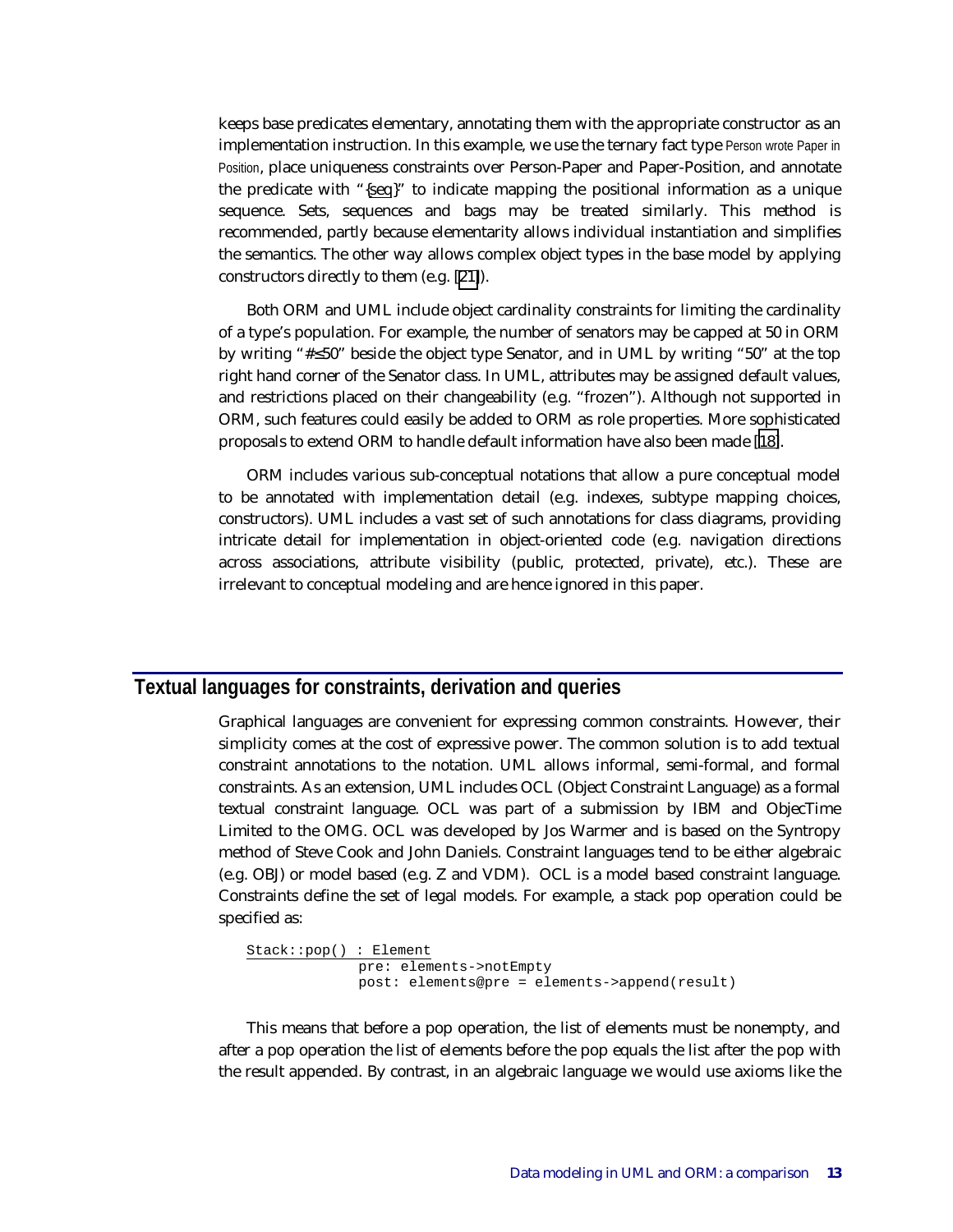keeps base predicates elementary, annotating them with the appropriate constructor as an implementation instruction. In this example, we use the ternary fact type Person wrote Paper in Position, place uniqueness constraints over Person-Paper and Paper-Position, and annotate the predicate with "{seq}" to indicate mapping the positional information as a unique sequence. Sets, sequences and bags may be treated similarly. This method is recommended, partly because elementarity allows individual instantiation and simplifies the semantics. The other way allows complex object types in the base model by applying constructors directly to them (e.g. [21]).

Both ORM and UML include object cardinality constraints for limiting the cardinality of a type's population. For example, the number of senators may be capped at 50 in ORM by writing "#≤50" beside the object type Senator, and in UML by writing "50" at the top right hand corner of the Senator class. In UML, attributes may be assigned default values, and restrictions placed on their changeability (e.g. "frozen"). Although not supported in ORM, such features could easily be added to ORM as role properties. More sophisticated proposals to extend ORM to handle default information have also been made [18].

ORM includes various sub-conceptual notations that allow a pure conceptual model to be annotated with implementation detail (e.g. indexes, subtype mapping choices, constructors). UML includes a vast set of such annotations for class diagrams, providing intricate detail for implementation in object-oriented code (e.g. navigation directions across associations, attribute visibility (public, protected, private), etc.). These are irrelevant to conceptual modeling and are hence ignored in this paper.

## Textual languages for constraints, derivation and queries

Graphical languages are convenient for expressing common constraints. However, their simplicity comes at the cost of expressive power. The common solution is to add textual constraint annotations to the notation. UML allows informal, semi-formal, and formal constraints. As an extension, UML includes OCL (Object Constraint Language) as a formal textual constraint language. OCL was part of a submission by IBM and ObjecTime Limited to the OMG. OCL was developed by Jos Warmer and is based on the Syntropy method of Steve Cook and John Daniels. Constraint languages tend to be either algebraic (e.g. OBJ) or model based (e.g. Z and VDM). OCL is a model based constraint language. Constraints define the set of legal models. For example, a stack pop operation could be specified as:

```
Stack::pop() : Element
             pre: elements->notEmpty
             post: elements@pre = elements->append(result)
```

This means that before a pop operation, the list of elements must be nonempty, and after a pop operation the list of elements before the pop equals the list after the pop with the result appended. By contrast, in an algebraic language we would use axioms like the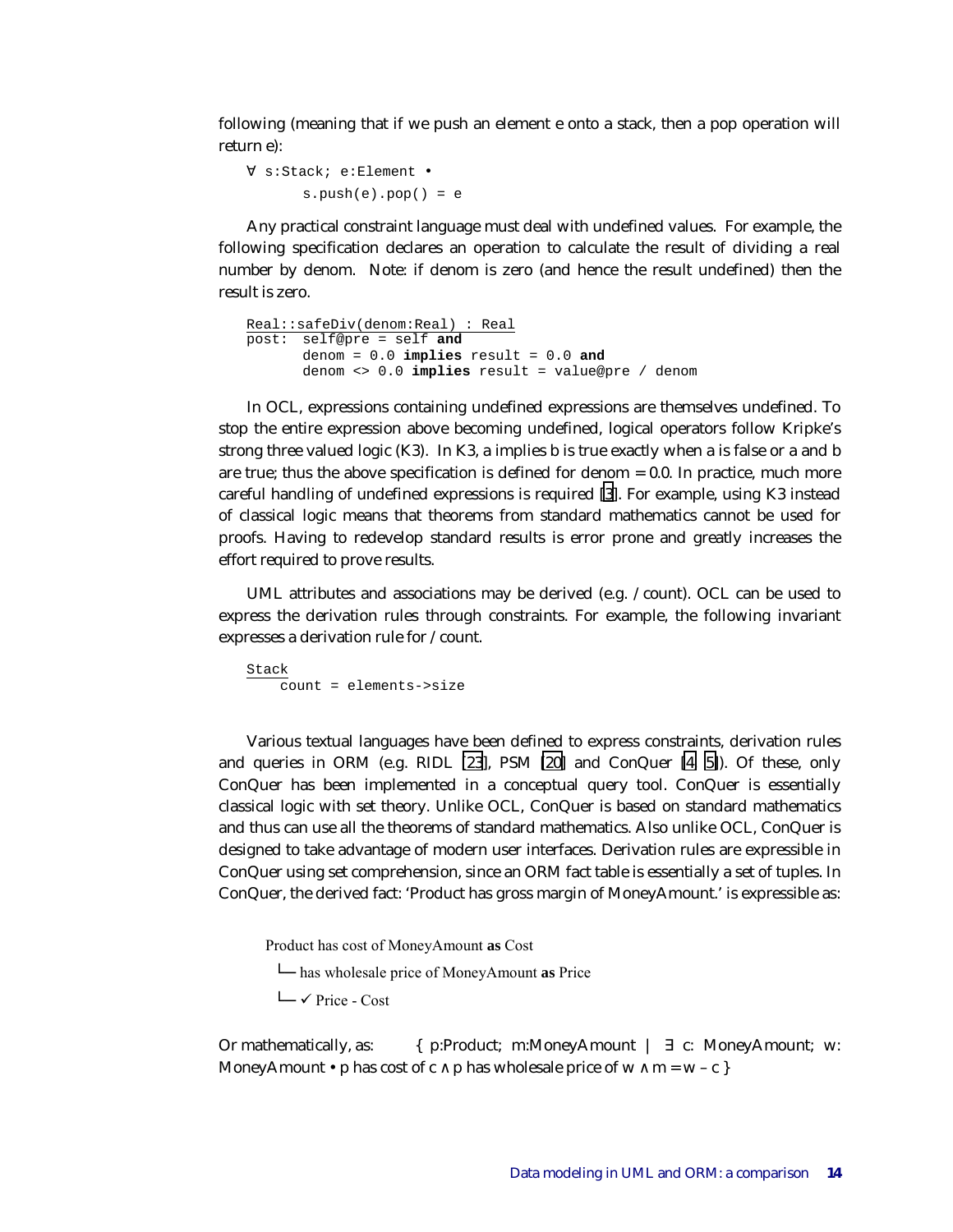following (meaning that if we push an element e onto a stack, then a pop operation will return e):

```
∀ s:Stack; e:Element •
        s.push(e).pop() = e
```

Any practical constraint language must deal with undefined values. For example, the following specification declares an operation to calculate the result of dividing a real number by denom. Note: if denom is zero (and hence the result undefined) then the result is zero.

```
Real::safeDiv(denom:Real) : Real
post:  self@pre = self and
       denom = 0.0 implies result = 0.0 and
       denom <> 0.0 implies result = value@pre / denom
```

In OCL, expressions containing undefined expressions are themselves undefined. To stop the entire expression above becoming undefined, logical operators follow Kripke's strong three valued logic (K3). In K3, a implies b is true exactly when a is false or a and b are true; thus the above specification is defined for denom = 0.0. In practice, much more careful handling of undefined expressions is required [3]. For example, using K3 instead of classical logic means that theorems from standard mathematics cannot be used for proofs. Having to redevelop standard results is error prone and greatly increases the effort required to prove results.

UML attributes and associations may be derived (e.g. /count). OCL can be used to express the derivation rules through constraints. For example, the following invariant expresses a derivation rule for /count.

```
Stack
    count = elements->size
```

Various textual languages have been defined to express constraints, derivation rules and queries in ORM (e.g. RIDL [23], PSM [20] and ConQuer [4, 5]). Of these, only ConQuer has been implemented in a conceptual query tool. ConQuer is essentially classical logic with set theory. Unlike OCL, ConQuer is based on standard mathematics and thus can use all the theorems of standard mathematics. Also unlike OCL, ConQuer is designed to take advantage of modern user interfaces. Derivation rules are expressible in ConQuer using set comprehension, since an ORM fact table is essentially a set of tuples. In ConQuer, the derived fact: 'Product has gross margin of MoneyAmount.' is expressible as:

```
Product has cost of MoneyAmount as Cost
  └─ has wholesale price of MoneyAmount as Price
  └─ ✓ Price - Cost
```

Or mathematically, as: { p:Product; m:MoneyAmount | ∃ c: MoneyAmount; w: MoneyAmount • p has cost of c ∧ p has wholesale price of w ∧ m = w – c }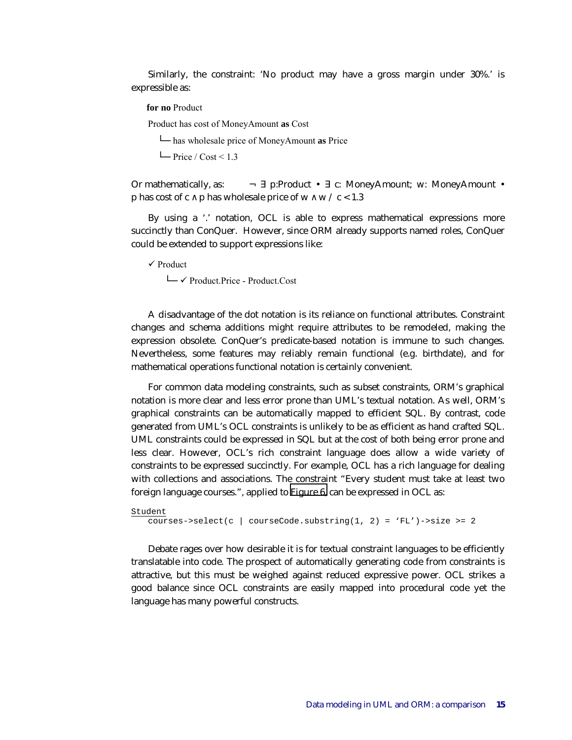Similarly, the constraint: 'No product may have a gross margin under 30%.' is expressible as:

**for no** Product

Product has cost of MoneyAmount **as** Cost

└─ has wholesale price of MoneyAmount **as** Price

└─ Price / Cost < 1.3

Or mathematically, as: $\neg \exists$ p:Product • $\exists$ c: MoneyAmount; w: MoneyAmount • p has cost of c $\wedge$ p has wholesale price of w $\wedge$ w / c < 1.3

By using a '.' notation, OCL is able to express mathematical expressions more succinctly than ConQuer. However, since ORM already supports named roles, ConQuer could be extended to support expressions like:

✓ Product

└─ ✓ Product.Price - Product.Cost

A disadvantage of the dot notation is its reliance on functional attributes. Constraint changes and schema additions might require attributes to be remodeled, making the expression obsolete. ConQuer's predicate-based notation is immune to such changes. Nevertheless, some features may reliably remain functional (e.g. birthdate), and for mathematical operations functional notation is certainly convenient.

For common data modeling constraints, such as subset constraints, ORM's graphical notation is more clear and less error prone than UML's textual notation. As well, ORM's graphical constraints can be automatically mapped to efficient SQL. By contrast, code generated from UML's OCL constraints is unlikely to be as efficient as hand crafted SQL. UML constraints could be expressed in SQL but at the cost of both being error prone and less clear. However, OCL's rich constraint language does allow a wide variety of constraints to be expressed succinctly. For example, OCL has a rich language for dealing with collections and associations. The constraint "Every student must take at least two foreign language courses.", applied to Figure 6, can be expressed in OCL as:

```
Student
   courses->select(c | courseCode.substring(1, 2) = 'FL')->size >= 2
```

Debate rages over how desirable it is for textual constraint languages to be efficiently translatable into code. The prospect of automatically generating code from constraints is attractive, but this must be weighed against reduced expressive power. OCL strikes a good balance since OCL constraints are easily mapped into procedural code yet the language has many powerful constructs.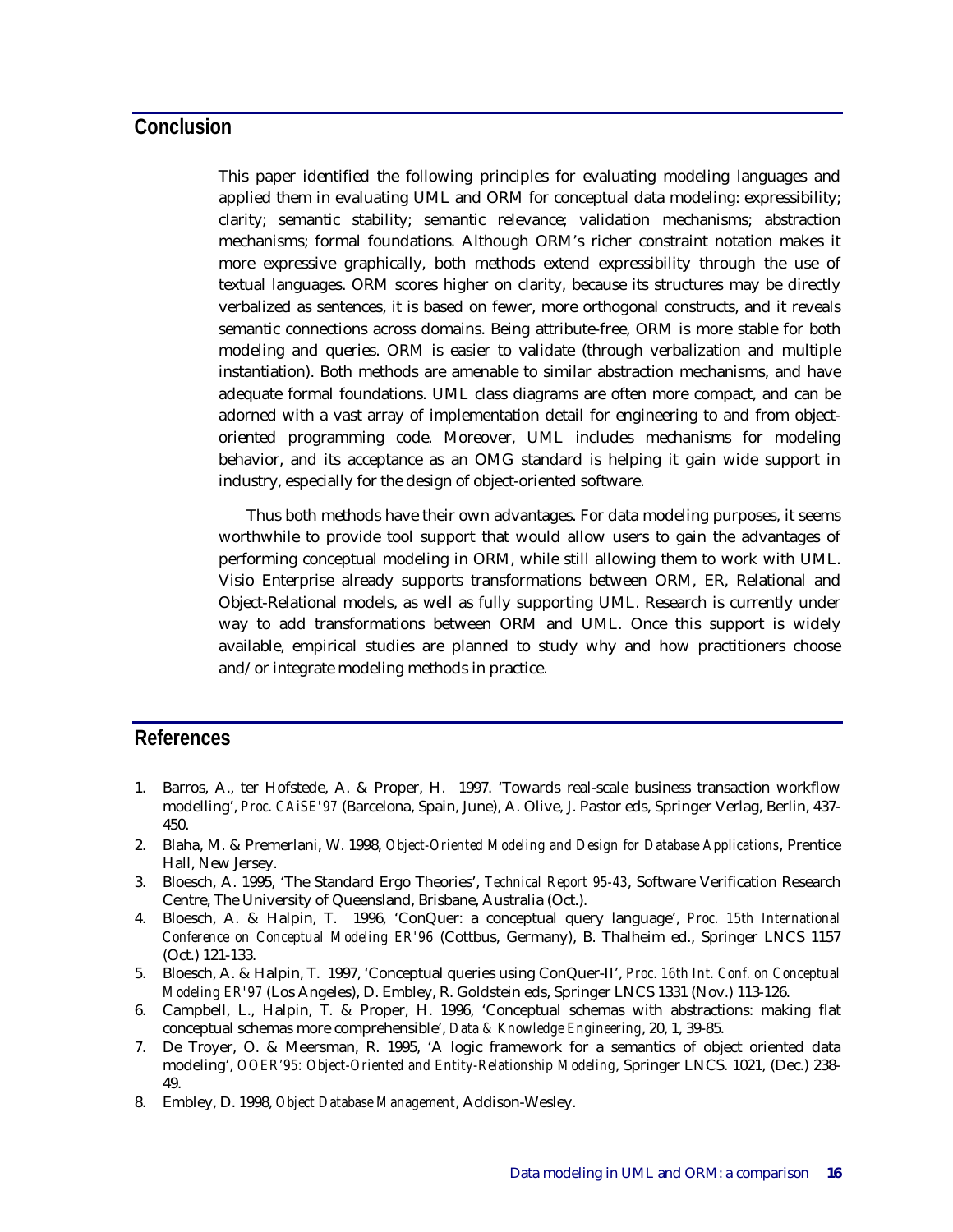## Conclusion

This paper identified the following principles for evaluating modeling languages and applied them in evaluating UML and ORM for conceptual data modeling: expressibility; clarity; semantic stability; semantic relevance; validation mechanisms; abstraction mechanisms; formal foundations. Although ORM's richer constraint notation makes it more expressive graphically, both methods extend expressibility through the use of textual languages. ORM scores higher on clarity, because its structures may be directly verbalized as sentences, it is based on fewer, more orthogonal constructs, and it reveals semantic connections across domains. Being attribute-free, ORM is more stable for both modeling and queries. ORM is easier to validate (through verbalization and multiple instantiation). Both methods are amenable to similar abstraction mechanisms, and have adequate formal foundations. UML class diagrams are often more compact, and can be adorned with a vast array of implementation detail for engineering to and from object-oriented programming code. Moreover, UML includes mechanisms for modeling behavior, and its acceptance as an OMG standard is helping it gain wide support in industry, especially for the design of object-oriented software.

Thus both methods have their own advantages. For data modeling purposes, it seems worthwhile to provide tool support that would allow users to gain the advantages of performing conceptual modeling in ORM, while still allowing them to work with UML. Visio Enterprise already supports transformations between ORM, ER, Relational and Object-Relational models, as well as fully supporting UML. Research is currently under way to add transformations between ORM and UML. Once this support is widely available, empirical studies are planned to study why and how practitioners choose and/or integrate modeling methods in practice.

## References

1. Barros, A., ter Hofstede, A. & Proper, H. 1997. 'Towards real-scale business transaction workflow modelling', *Proc. CAiSE'97* (Barcelona, Spain, June), A. Olive, J. Pastor eds, Springer Verlag, Berlin, 437-450.
2. Blaha, M. & Premerlani, W. 1998, *Object-Oriented Modeling and Design for Database Applications*, Prentice Hall, New Jersey.
3. Bloesch, A. 1995, 'The Standard Ergo Theories', *Technical Report 95-43*, Software Verification Research Centre, The University of Queensland, Brisbane, Australia (Oct.).
4. Bloesch, A. & Halpin, T. 1996, 'ConQuer: a conceptual query language', *Proc. 15th International Conference on Conceptual Modeling ER'96* (Cottbus, Germany), B. Thalheim ed., Springer LNCS 1157 (Oct.) 121-133.
5. Bloesch, A. & Halpin, T. 1997, 'Conceptual queries using ConQuer-II', *Proc. 16th Int. Conf. on Conceptual Modeling ER'97* (Los Angeles), D. Embley, R. Goldstein eds, Springer LNCS 1331 (Nov.) 113-126.
6. Campbell, L., Halpin, T. & Proper, H. 1996, 'Conceptual schemas with abstractions: making flat conceptual schemas more comprehensible', *Data & Knowledge Engineering*, 20, 1, 39-85.
7. De Troyer, O. & Meersman, R. 1995, 'A logic framework for a semantics of object oriented data modeling', *OOER'95: Object-Oriented and Entity-Relationship Modeling*, Springer LNCS. 1021, (Dec.) 238-49.
8. Embley, D. 1998, *Object Database Management*, Addison-Wesley.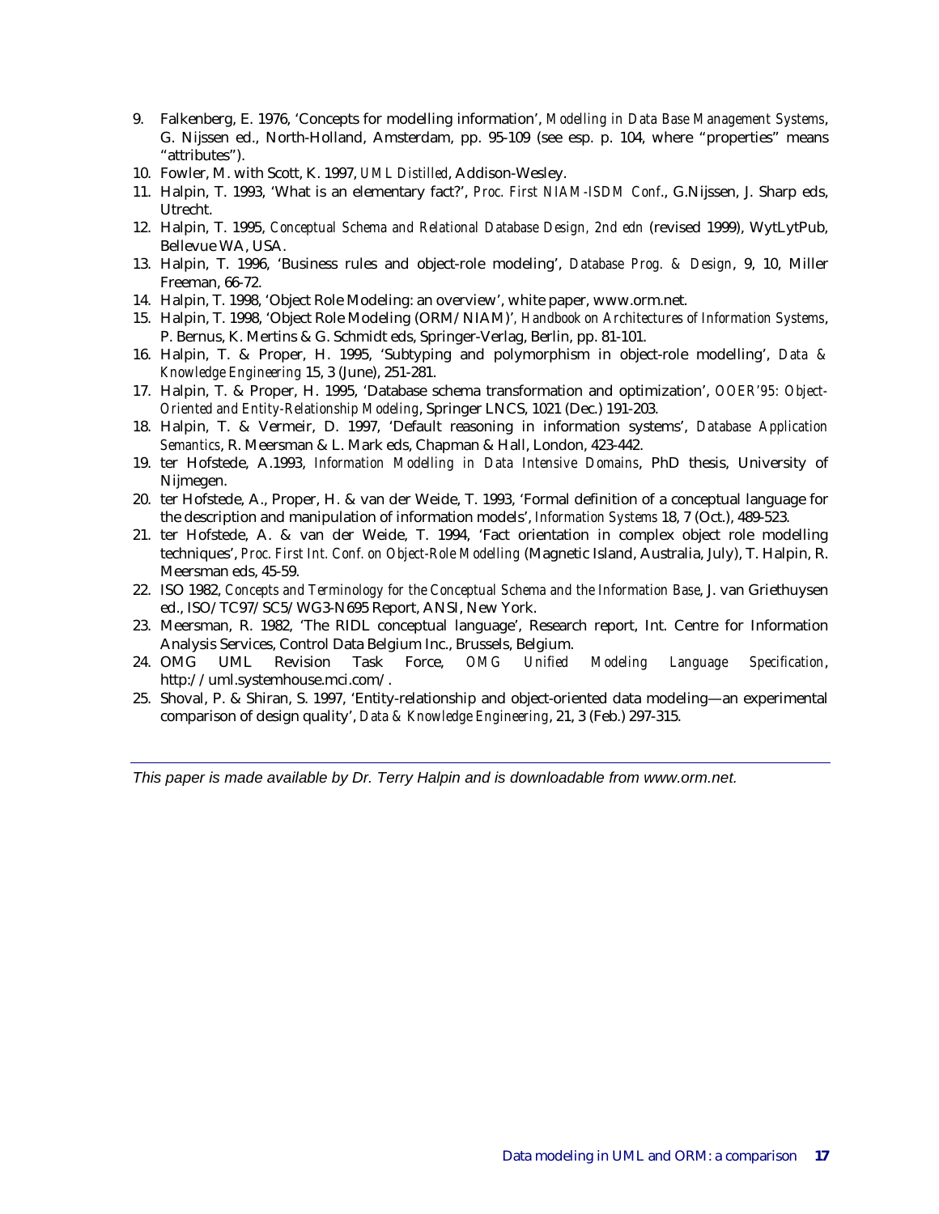9. Falkenberg, E. 1976, 'Concepts for modelling information', *Modelling in Data Base Management Systems*, G. Nijssen ed., North-Holland, Amsterdam, pp. 95-109 (see esp. p. 104, where "properties" means "attributes").
10. Fowler, M. with Scott, K. 1997, *UML Distilled*, Addison-Wesley.
11. Halpin, T. 1993, 'What is an elementary fact?', *Proc. First NIAM-ISDM Conf.*, G.Nijssen, J. Sharp eds, Utrecht.
12. Halpin, T. 1995, *Conceptual Schema and Relational Database Design, 2nd edn* (revised 1999), WytLytPub, Bellevue WA, USA.
13. Halpin, T. 1996, 'Business rules and object-role modeling', *Database Prog. & Design*, 9, 10, Miller Freeman, 66-72.
14. Halpin, T. 1998, 'Object Role Modeling: an overview', white paper, www.orm.net.
15. Halpin, T. 1998, 'Object Role Modeling (ORM/NIAM)', *Handbook on Architectures of Information Systems*, P. Bernus, K. Mertins & G. Schmidt eds, Springer-Verlag, Berlin, pp. 81-101.
16. Halpin, T. & Proper, H. 1995, 'Subtyping and polymorphism in object-role modelling', *Data & Knowledge Engineering* 15, 3 (June), 251-281.
17. Halpin, T. & Proper, H. 1995, 'Database schema transformation and optimization', *OOER'95: Object-Oriented and Entity-Relationship Modeling*, Springer LNCS, 1021 (Dec.) 191-203.
18. Halpin, T. & Vermeir, D. 1997, 'Default reasoning in information systems', *Database Application Semantics*, R. Meersman & L. Mark eds, Chapman & Hall, London, 423-442.
19. ter Hofstede, A.1993, *Information Modelling in Data Intensive Domains*, PhD thesis, University of Nijmegen.
20. ter Hofstede, A., Proper, H. & van der Weide, T. 1993, 'Formal definition of a conceptual language for the description and manipulation of information models', *Information Systems* 18, 7 (Oct.), 489-523.
21. ter Hofstede, A. & van der Weide, T. 1994, 'Fact orientation in complex object role modelling techniques', *Proc. First Int. Conf. on Object-Role Modelling* (Magnetic Island, Australia, July), T. Halpin, R. Meersman eds, 45-59.
22. ISO 1982, *Concepts and Terminology for the Conceptual Schema and the Information Base*, J. van Griethuysen ed., ISO/TC97/SC5/WG3-N695 Report, ANSI, New York.
23. Meersman, R. 1982, 'The RIDL conceptual language', Research report, Int. Centre for Information Analysis Services, Control Data Belgium Inc., Brussels, Belgium.
24. OMG UML Revision Task Force, *OMG Unified Modeling Language Specification*, http://uml.systemhouse.mci.com/.
25. Shoval, P. & Shiran, S. 1997, 'Entity-relationship and object-oriented data modeling—an experimental comparison of design quality', *Data & Knowledge Engineering*, 21, 3 (Feb.) 297-315.

*This paper is made available by Dr. Terry Halpin and is downloadable from www.orm.net.*